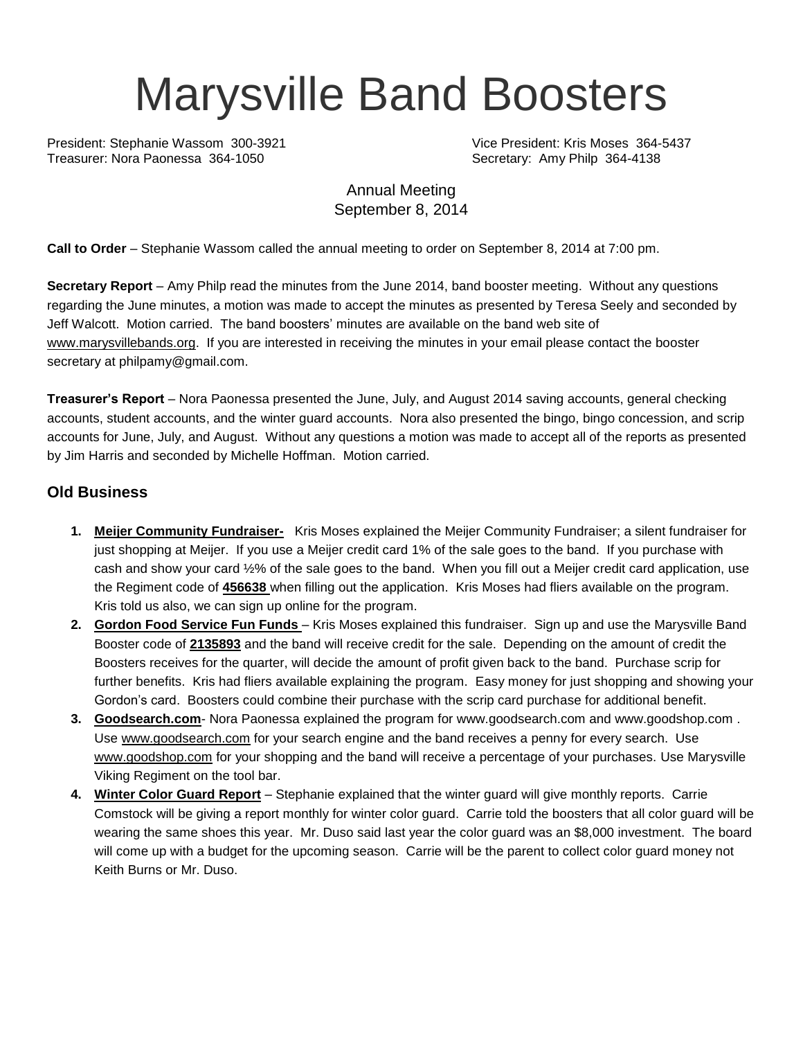# Marysville Band Boosters

President: Stephanie Wassom 300-3921
Vice President: Kris Moses 364-5437
Treasurer: Nora Paonessa 364-1050
Secretary: Amy Philp 364-4138

Annual Meeting
September 8, 2014

**Call to Order** – Stephanie Wassom called the annual meeting to order on September 8, 2014 at 7:00 pm.

**Secretary Report** – Amy Philp read the minutes from the June 2014, band booster meeting. Without any questions regarding the June minutes, a motion was made to accept the minutes as presented by Teresa Seely and seconded by Jeff Walcott. Motion carried. The band boosters' minutes are available on the band web site of www.marysvillebands.org. If you are interested in receiving the minutes in your email please contact the booster secretary at philpamy@gmail.com.

**Treasurer's Report** – Nora Paonessa presented the June, July, and August 2014 saving accounts, general checking accounts, student accounts, and the winter guard accounts. Nora also presented the bingo, bingo concession, and scrip accounts for June, July, and August. Without any questions a motion was made to accept all of the reports as presented by Jim Harris and seconded by Michelle Hoffman. Motion carried.

## Old Business

1. **Meijer Community Fundraiser-** Kris Moses explained the Meijer Community Fundraiser; a silent fundraiser for just shopping at Meijer. If you use a Meijer credit card 1% of the sale goes to the band. If you purchase with cash and show your card ½% of the sale goes to the band. When you fill out a Meijer credit card application, use the Regiment code of **456638** when filling out the application. Kris Moses had fliers available on the program. Kris told us also, we can sign up online for the program.
2. **Gordon Food Service Fun Funds** – Kris Moses explained this fundraiser. Sign up and use the Marysville Band Booster code of **2135893** and the band will receive credit for the sale. Depending on the amount of credit the Boosters receives for the quarter, will decide the amount of profit given back to the band. Purchase scrip for further benefits. Kris had fliers available explaining the program. Easy money for just shopping and showing your Gordon's card. Boosters could combine their purchase with the scrip card purchase for additional benefit.
3. **Goodsearch.com**- Nora Paonessa explained the program for www.goodsearch.com and www.goodshop.com . Use www.goodsearch.com for your search engine and the band receives a penny for every search. Use www.goodshop.com for your shopping and the band will receive a percentage of your purchases. Use Marysville Viking Regiment on the tool bar.
4. **Winter Color Guard Report** – Stephanie explained that the winter guard will give monthly reports. Carrie Comstock will be giving a report monthly for winter color guard. Carrie told the boosters that all color guard will be wearing the same shoes this year. Mr. Duso said last year the color guard was an $8,000 investment. The board will come up with a budget for the upcoming season. Carrie will be the parent to collect color guard money not Keith Burns or Mr. Duso.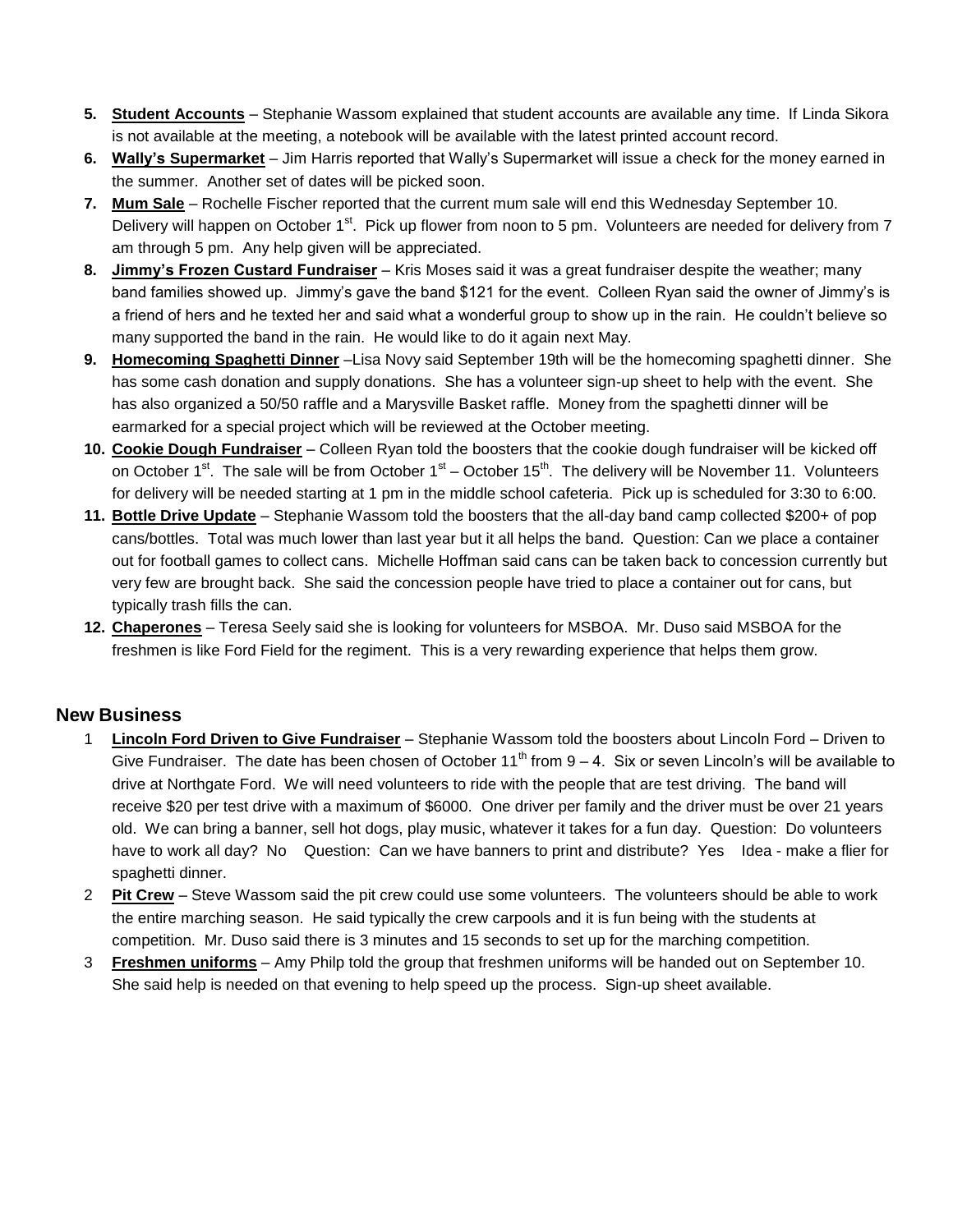5. **Student Accounts** – Stephanie Wassom explained that student accounts are available any time. If Linda Sikora is not available at the meeting, a notebook will be available with the latest printed account record.
6. **Wally's Supermarket** – Jim Harris reported that Wally's Supermarket will issue a check for the money earned in the summer. Another set of dates will be picked soon.
7. **Mum Sale** – Rochelle Fischer reported that the current mum sale will end this Wednesday September 10. Delivery will happen on October 1st. Pick up flower from noon to 5 pm. Volunteers are needed for delivery from 7 am through 5 pm. Any help given will be appreciated.
8. **Jimmy's Frozen Custard Fundraiser** – Kris Moses said it was a great fundraiser despite the weather; many band families showed up. Jimmy's gave the band $121 for the event. Colleen Ryan said the owner of Jimmy's is a friend of hers and he texted her and said what a wonderful group to show up in the rain. He couldn't believe so many supported the band in the rain. He would like to do it again next May.
9. **Homecoming Spaghetti Dinner** –Lisa Novy said September 19th will be the homecoming spaghetti dinner. She has some cash donation and supply donations. She has a volunteer sign-up sheet to help with the event. She has also organized a 50/50 raffle and a Marysville Basket raffle. Money from the spaghetti dinner will be earmarked for a special project which will be reviewed at the October meeting.
10. **Cookie Dough Fundraiser** – Colleen Ryan told the boosters that the cookie dough fundraiser will be kicked off on October 1st. The sale will be from October 1st – October 15th. The delivery will be November 11. Volunteers for delivery will be needed starting at 1 pm in the middle school cafeteria. Pick up is scheduled for 3:30 to 6:00.
11. **Bottle Drive Update** – Stephanie Wassom told the boosters that the all-day band camp collected $200+ of pop cans/bottles. Total was much lower than last year but it all helps the band. Question: Can we place a container out for football games to collect cans. Michelle Hoffman said cans can be taken back to concession currently but very few are brought back. She said the concession people have tried to place a container out for cans, but typically trash fills the can.
12. **Chaperones** – Teresa Seely said she is looking for volunteers for MSBOA. Mr. Duso said MSBOA for the freshmen is like Ford Field for the regiment. This is a very rewarding experience that helps them grow.

## New Business

1. **Lincoln Ford Driven to Give Fundraiser** – Stephanie Wassom told the boosters about Lincoln Ford – Driven to Give Fundraiser. The date has been chosen of October 11th from 9 – 4. Six or seven Lincoln's will be available to drive at Northgate Ford. We will need volunteers to ride with the people that are test driving. The band will receive $20 per test drive with a maximum of $6000. One driver per family and the driver must be over 21 years old. We can bring a banner, sell hot dogs, play music, whatever it takes for a fun day. Question: Do volunteers have to work all day? No Question: Can we have banners to print and distribute? Yes Idea - make a flier for spaghetti dinner.
2. **Pit Crew** – Steve Wassom said the pit crew could use some volunteers. The volunteers should be able to work the entire marching season. He said typically the crew carpools and it is fun being with the students at competition. Mr. Duso said there is 3 minutes and 15 seconds to set up for the marching competition.
3. **Freshmen uniforms** – Amy Philp told the group that freshmen uniforms will be handed out on September 10. She said help is needed on that evening to help speed up the process. Sign-up sheet available.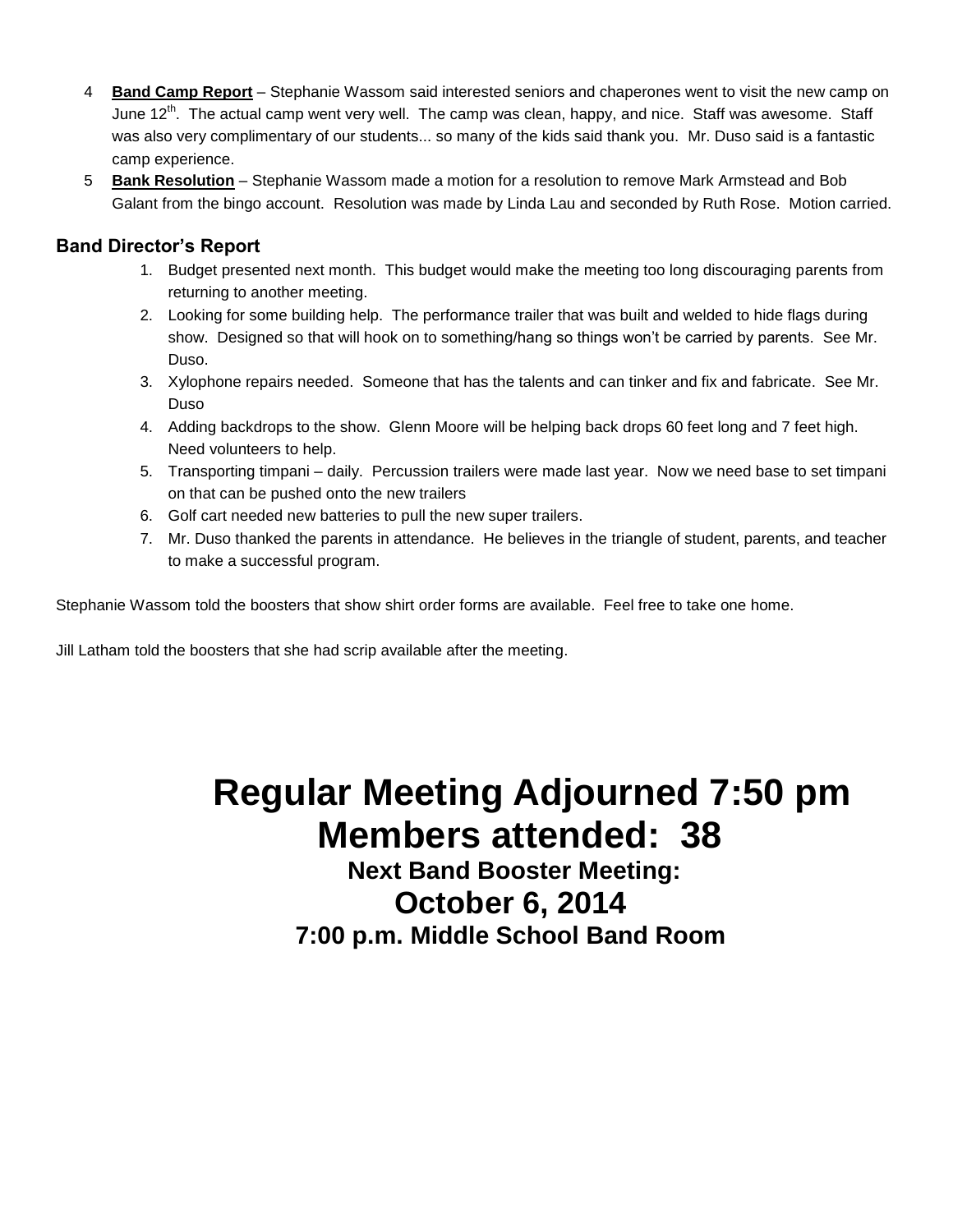4. **Band Camp Report** – Stephanie Wassom said interested seniors and chaperones went to visit the new camp on June 12th. The actual camp went very well. The camp was clean, happy, and nice. Staff was awesome. Staff was also very complimentary of our students... so many of the kids said thank you. Mr. Duso said is a fantastic camp experience.
5. **Bank Resolution** – Stephanie Wassom made a motion for a resolution to remove Mark Armstead and Bob Galant from the bingo account. Resolution was made by Linda Lau and seconded by Ruth Rose. Motion carried.

### Band Director's Report

1. Budget presented next month. This budget would make the meeting too long discouraging parents from returning to another meeting.
2. Looking for some building help. The performance trailer that was built and welded to hide flags during show. Designed so that will hook on to something/hang so things won't be carried by parents. See Mr. Duso.
3. Xylophone repairs needed. Someone that has the talents and can tinker and fix and fabricate. See Mr. Duso
4. Adding backdrops to the show. Glenn Moore will be helping back drops 60 feet long and 7 feet high. Need volunteers to help.
5. Transporting timpani – daily. Percussion trailers were made last year. Now we need base to set timpani on that can be pushed onto the new trailers
6. Golf cart needed new batteries to pull the new super trailers.
7. Mr. Duso thanked the parents in attendance. He believes in the triangle of student, parents, and teacher to make a successful program.

Stephanie Wassom told the boosters that show shirt order forms are available. Feel free to take one home.

Jill Latham told the boosters that she had scrip available after the meeting.

# Regular Meeting Adjourned 7:50 pm
# Members attended: 38

### Next Band Booster Meeting:

## October 6, 2014

### 7:00 p.m. Middle School Band Room